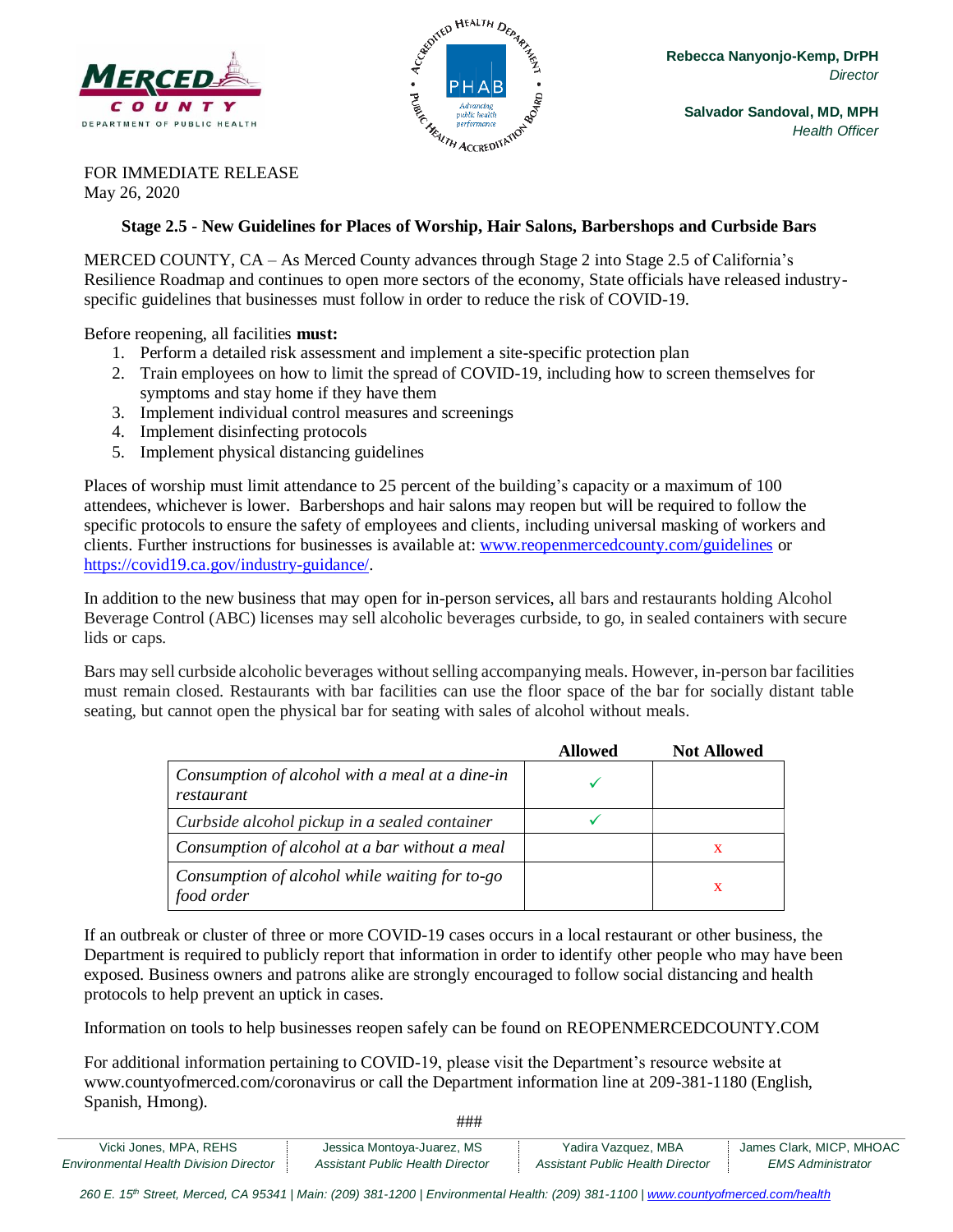**MERCED COUNTY**
DEPARTMENT OF PUBLIC HEALTH

**Rebecca Nanyonjo-Kemp, DrPH**
*Director*

**Salvador Sandoval, MD, MPH**
*Health Officer*

FOR IMMEDIATE RELEASE
May 26, 2020

## Stage 2.5 - New Guidelines for Places of Worship, Hair Salons, Barbershops and Curbside Bars

MERCED COUNTY, CA – As Merced County advances through Stage 2 into Stage 2.5 of California's Resilience Roadmap and continues to open more sectors of the economy, State officials have released industry-specific guidelines that businesses must follow in order to reduce the risk of COVID-19.

Before reopening, all facilities **must:**

1. Perform a detailed risk assessment and implement a site-specific protection plan
2. Train employees on how to limit the spread of COVID-19, including how to screen themselves for symptoms and stay home if they have them
3. Implement individual control measures and screenings
4. Implement disinfecting protocols
5. Implement physical distancing guidelines

Places of worship must limit attendance to 25 percent of the building's capacity or a maximum of 100 attendees, whichever is lower. Barbershops and hair salons may reopen but will be required to follow the specific protocols to ensure the safety of employees and clients, including universal masking of workers and clients. Further instructions for businesses is available at: www.reopenmercedcounty.com/guidelines or https://covid19.ca.gov/industry-guidance/.

In addition to the new business that may open for in-person services, all bars and restaurants holding Alcohol Beverage Control (ABC) licenses may sell alcoholic beverages curbside, to go, in sealed containers with secure lids or caps.

Bars may sell curbside alcoholic beverages without selling accompanying meals. However, in-person bar facilities must remain closed. Restaurants with bar facilities can use the floor space of the bar for socially distant table seating, but cannot open the physical bar for seating with sales of alcohol without meals.

| | **Allowed** | **Not Allowed** |
|---|---|---|
| *Consumption of alcohol with a meal at a dine-in restaurant* | ✓ | |
| *Curbside alcohol pickup in a sealed container* | ✓ | |
| *Consumption of alcohol at a bar without a meal* | | x |
| *Consumption of alcohol while waiting for to-go food order* | | x |

If an outbreak or cluster of three or more COVID-19 cases occurs in a local restaurant or other business, the Department is required to publicly report that information in order to identify other people who may have been exposed. Business owners and patrons alike are strongly encouraged to follow social distancing and health protocols to help prevent an uptick in cases.

Information on tools to help businesses reopen safely can be found on REOPENMERCEDCOUNTY.COM

For additional information pertaining to COVID-19, please visit the Department's resource website at www.countyofmerced.com/coronavirus or call the Department information line at 209-381-1180 (English, Spanish, Hmong).

###

| Vicki Jones, MPA, REHS | Jessica Montoya-Juarez, MS | Yadira Vazquez, MBA | James Clark, MICP, MHOAC |
|---|---|---|---|
| *Environmental Health Division Director* | *Assistant Public Health Director* | *Assistant Public Health Director* | *EMS Administrator* |

*260 E. 15th Street, Merced, CA 95341 | Main: (209) 381-1200 | Environmental Health: (209) 381-1100 | www.countyofmerced.com/health*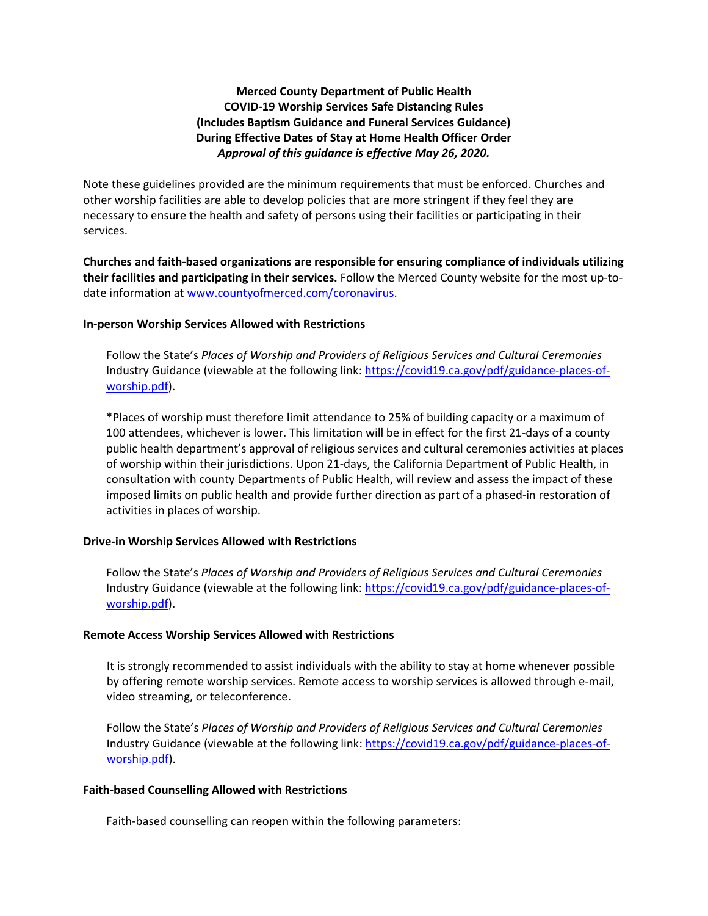**Merced County Department of Public Health**
**COVID-19 Worship Services Safe Distancing Rules**
**(Includes Baptism Guidance and Funeral Services Guidance)**
**During Effective Dates of Stay at Home Health Officer Order**
***Approval of this guidance is effective May 26, 2020.***

Note these guidelines provided are the minimum requirements that must be enforced. Churches and other worship facilities are able to develop policies that are more stringent if they feel they are necessary to ensure the health and safety of persons using their facilities or participating in their services.

**Churches and faith-based organizations are responsible for ensuring compliance of individuals utilizing their facilities and participating in their services.** Follow the Merced County website for the most up-to-date information at [www.countyofmerced.com/coronavirus](www.countyofmerced.com/coronavirus).

**In-person Worship Services Allowed with Restrictions**

Follow the State's *Places of Worship and Providers of Religious Services and Cultural Ceremonies* Industry Guidance (viewable at the following link: [https://covid19.ca.gov/pdf/guidance-places-of-worship.pdf](https://covid19.ca.gov/pdf/guidance-places-of-worship.pdf)).

*Places of worship must therefore limit attendance to 25% of building capacity or a maximum of 100 attendees, whichever is lower. This limitation will be in effect for the first 21-days of a county public health department's approval of religious services and cultural ceremonies activities at places of worship within their jurisdictions. Upon 21-days, the California Department of Public Health, in consultation with county Departments of Public Health, will review and assess the impact of these imposed limits on public health and provide further direction as part of a phased-in restoration of activities in places of worship.

**Drive-in Worship Services Allowed with Restrictions**

Follow the State's *Places of Worship and Providers of Religious Services and Cultural Ceremonies* Industry Guidance (viewable at the following link: [https://covid19.ca.gov/pdf/guidance-places-of-worship.pdf](https://covid19.ca.gov/pdf/guidance-places-of-worship.pdf)).

**Remote Access Worship Services Allowed with Restrictions**

It is strongly recommended to assist individuals with the ability to stay at home whenever possible by offering remote worship services. Remote access to worship services is allowed through e-mail, video streaming, or teleconference.

Follow the State's *Places of Worship and Providers of Religious Services and Cultural Ceremonies* Industry Guidance (viewable at the following link: [https://covid19.ca.gov/pdf/guidance-places-of-worship.pdf](https://covid19.ca.gov/pdf/guidance-places-of-worship.pdf)).

**Faith-based Counselling Allowed with Restrictions**

Faith-based counselling can reopen within the following parameters: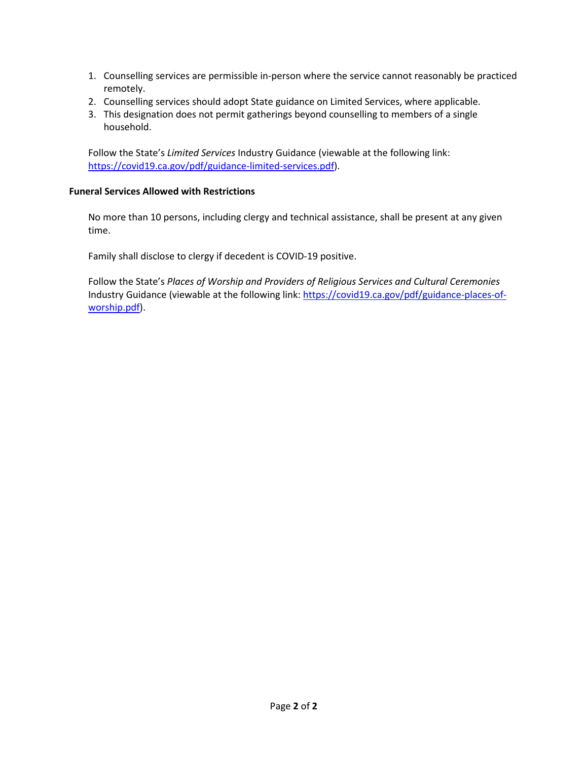1. Counselling services are permissible in-person where the service cannot reasonably be practiced remotely.
2. Counselling services should adopt State guidance on Limited Services, where applicable.
3. This designation does not permit gatherings beyond counselling to members of a single household.

Follow the State's *Limited Services* Industry Guidance (viewable at the following link: https://covid19.ca.gov/pdf/guidance-limited-services.pdf).

**Funeral Services Allowed with Restrictions**

No more than 10 persons, including clergy and technical assistance, shall be present at any given time.

Family shall disclose to clergy if decedent is COVID-19 positive.

Follow the State's *Places of Worship and Providers of Religious Services and Cultural Ceremonies* Industry Guidance (viewable at the following link: https://covid19.ca.gov/pdf/guidance-places-of-worship.pdf).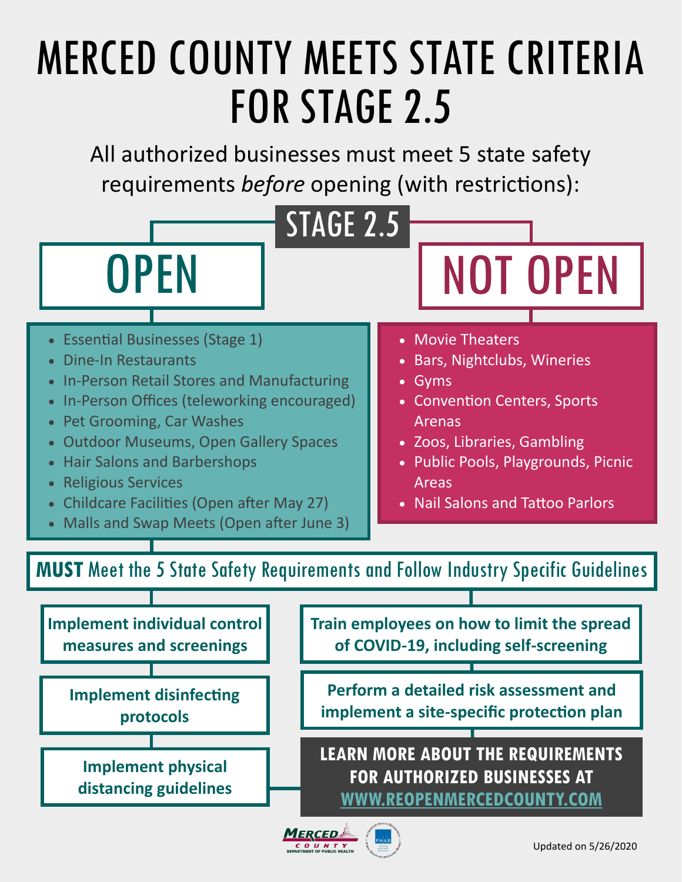# MERCED COUNTY MEETS STATE CRITERIA FOR STAGE 2.5

All authorized businesses must meet 5 state safety requirements *before* opening (with restrictions):

## STAGE 2.5

### OPEN

- Essential Businesses (Stage 1)
- Dine-In Restaurants
- In-Person Retail Stores and Manufacturing
- In-Person Offices (teleworking encouraged)
- Pet Grooming, Car Washes
- Outdoor Museums, Open Gallery Spaces
- Hair Salons and Barbershops
- Religious Services
- Childcare Facilities (Open after May 27)
- Malls and Swap Meets (Open after June 3)

### NOT OPEN

- Movie Theaters
- Bars, Nightclubs, Wineries
- Gyms
- Convention Centers, Sports Arenas
- Zoos, Libraries, Gambling
- Public Pools, Playgrounds, Picnic Areas
- Nail Salons and Tattoo Parlors

**MUST** Meet the 5 State Safety Requirements and Follow Industry Specific Guidelines

- **Implement individual control measures and screenings**
- **Implement disinfecting protocols**
- **Implement physical distancing guidelines**
- **Train employees on how to limit the spread of COVID-19, including self-screening**
- **Perform a detailed risk assessment and implement a site-specific protection plan**

**LEARN MORE ABOUT THE REQUIREMENTS FOR AUTHORIZED BUSINESSES AT WWW.REOPENMERCEDCOUNTY.COM**

Merced County Department of Public Health

Updated on 5/26/2020